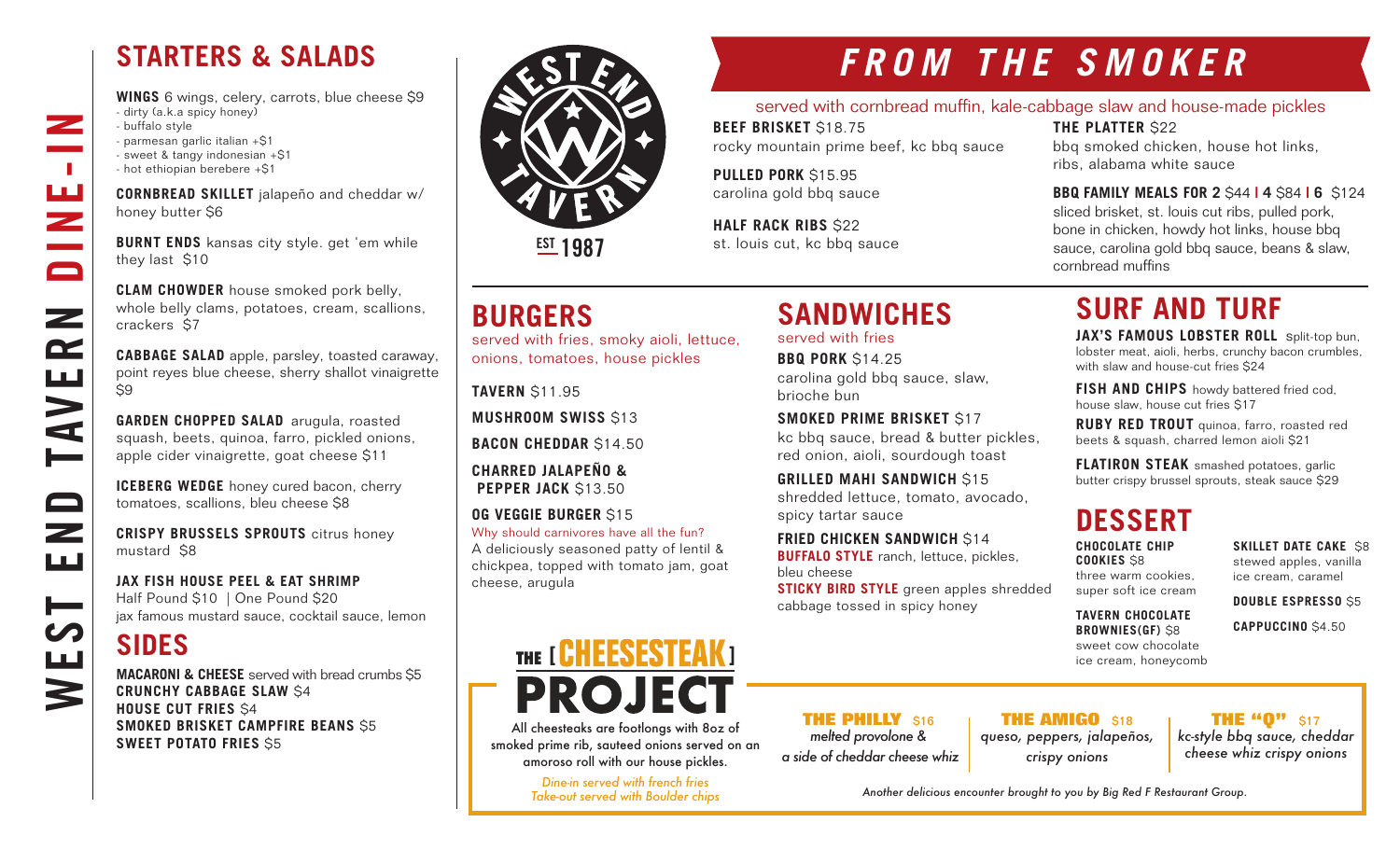# WEST END TAVERN DINE-IN

## STARTERS & SALADS

**WINGS** 6 wings, celery, carrots, blue cheese $9
- dirty (a.k.a spicy honey)
- buffalo style
- parmesan garlic italian +$1
- sweet & tangy indonesian +$1
- hot ethiopian berebere +$1

**CORNBREAD SKILLET** jalapeño and cheddar w/ honey butter $6

**BURNT ENDS** kansas city style. get 'em while they last $10

**CLAM CHOWDER** house smoked pork belly, whole belly clams, potatoes, cream, scallions, crackers $7

**CABBAGE SALAD** apple, parsley, toasted caraway, point reyes blue cheese, sherry shallot vinaigrette $9

**GARDEN CHOPPED SALAD** arugula, roasted squash, beets, quinoa, farro, pickled onions, apple cider vinaigrette, goat cheese $11

**ICEBERG WEDGE** honey cured bacon, cherry tomatoes, scallions, bleu cheese $8

**CRISPY BRUSSELS SPROUTS** citrus honey mustard $8

**JAX FISH HOUSE PEEL & EAT SHRIMP**
Half Pound $10 | One Pound $20
jax famous mustard sauce, cocktail sauce, lemon

## SIDES

**MACARONI & CHEESE** served with bread crumbs $5
**CRUNCHY CABBAGE SLAW** $4
**HOUSE CUT FRIES** $4
**SMOKED BRISKET CAMPFIRE BEANS** $5
**SWEET POTATO FRIES** $5

WEST END TAVERN EST 1987

## FROM THE SMOKER

served with cornbread muffin, kale-cabbage slaw and house-made pickles

**BEEF BRISKET** $18.75
rocky mountain prime beef, kc bbq sauce

**PULLED PORK** $15.95
carolina gold bbq sauce

**HALF RACK RIBS** $22
st. louis cut, kc bbq sauce

**THE PLATTER** $22
bbq smoked chicken, house hot links, ribs, alabama white sauce

**BBQ FAMILY MEALS FOR 2** $44 | **4** $84 | **6** $124
sliced brisket, st. louis cut ribs, pulled pork, bone in chicken, howdy hot links, house bbq sauce, carolina gold bbq sauce, beans & slaw, cornbread muffins

## BURGERS

served with fries, smoky aioli, lettuce, onions, tomatoes, house pickles

**TAVERN** $11.95

**MUSHROOM SWISS** $13

**BACON CHEDDAR** $14.50

**CHARRED JALAPEÑO & PEPPER JACK** $13.50

**OG VEGGIE BURGER** $15
Why should carnivores have all the fun?
A deliciously seasoned patty of lentil & chickpea, topped with tomato jam, goat cheese, arugula

## SANDWICHES

served with fries

**BBQ PORK** $14.25
carolina gold bbq sauce, slaw, brioche bun

**SMOKED PRIME BRISKET** $17
kc bbq sauce, bread & butter pickles, red onion, aioli, sourdough toast

**GRILLED MAHI SANDWICH** $15
shredded lettuce, tomato, avocado, spicy tartar sauce

**FRIED CHICKEN SANDWICH** $14
**BUFFALO STYLE** ranch, lettuce, pickles, bleu cheese
**STICKY BIRD STYLE** green apples shredded cabbage tossed in spicy honey

## SURF AND TURF

**JAX'S FAMOUS LOBSTER ROLL** Split-top bun, lobster meat, aioli, herbs, crunchy bacon crumbles, with slaw and house-cut fries $24

**FISH AND CHIPS** howdy battered fried cod, house slaw, house cut fries $17

**RUBY RED TROUT** quinoa, farro, roasted red beets & squash, charred lemon aioli $21

**FLATIRON STEAK** smashed potatoes, garlic butter crispy brussel sprouts, steak sauce $29

## DESSERT

**CHOCOLATE CHIP COOKIES** $8
three warm cookies, super soft ice cream

**TAVERN CHOCOLATE BROWNIES(GF)** $8
sweet cow chocolate ice cream, honeycomb

**SKILLET DATE CAKE** $8
stewed apples, vanilla ice cream, caramel

**DOUBLE ESPRESSO** $5

**CAPPUCCINO** $4.50

## THE [ CHEESESTEAK ] PROJECT

All cheesteaks are footlongs with 8oz of smoked prime rib, sauteed onions served on an amoroso roll with our house pickles.

*Dine-in served with french fries*
*Take-out served with Boulder chips*

**THE PHILLY** $16
*melted provolone & a side of cheddar cheese whiz*

**THE AMIGO** $18
*queso, peppers, jalapeños, crispy onions*

**THE "Q"** $17
*kc-style bbq sauce, cheddar cheese whiz crispy onions*

*Another delicious encounter brought to you by Big Red F Restaurant Group.*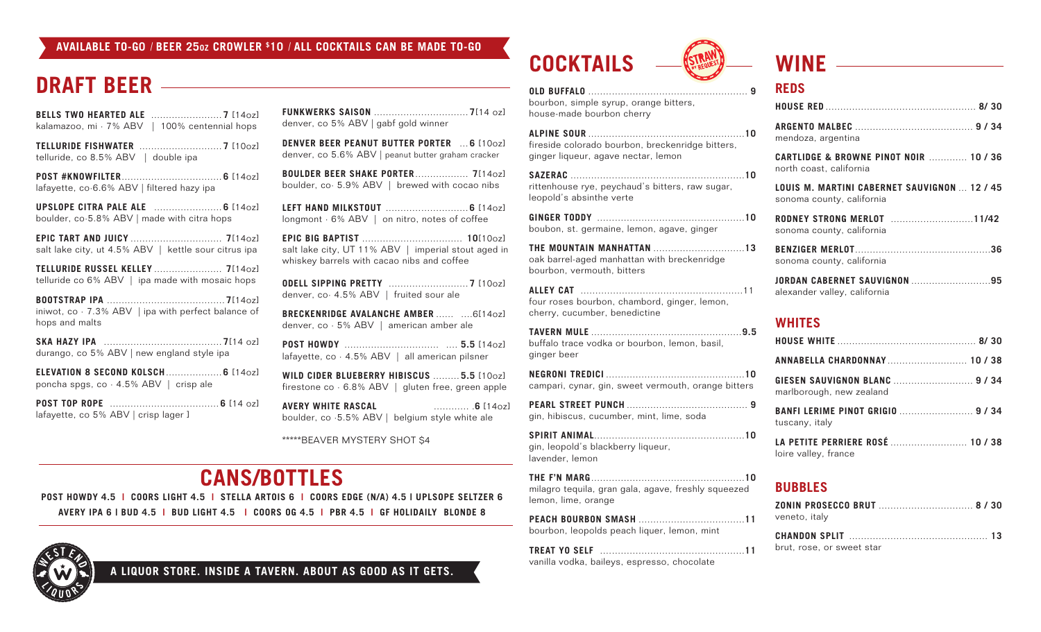**AVAILABLE TO-GO / BEER 25oz CROWLER $10 / ALL COCKTAILS CAN BE MADE TO-GO**

# DRAFT BEER

**BELLS TWO HEARTED ALE** ........................ **7** [14oz]
kalamazoo, mi · 7% ABV | 100% centennial hops

**TELLURIDE FISHWATER** ............................ **7** [10oz]
telluride, co 8.5% ABV | double ipa

**POST #KNOWFILTER**.................................. **6** [14oz]
lafayette, co·6.6% ABV | filtered hazy ipa

**UPSLOPE CITRA PALE ALE** ....................... **6** [14oz]
boulder, co·5.8% ABV | made with citra hops

**EPIC TART AND JUICY** ............................... **7**[14oz]
salt lake city, ut 4.5% ABV | kettle sour citrus ipa

**TELLURIDE RUSSEL KELLEY** ....................... **7**[14oz]
telluride co 6% ABV | ipa made with mosaic hops

**BOOTSTRAP IPA** ......................................... **7**[14oz]
iniwot, co · 7.3% ABV | ipa with perfect balance of hops and malts

**SKA HAZY IPA** ........................................ **7**[14 oz]
durango, co 5% ABV | new england style ipa

**ELEVATION 8 SECOND KOLSCH**.................. **6** [14oz]
poncha spgs, co · 4.5% ABV | crisp ale

**POST TOP ROPE** .................................... **6** [14 oz]
lafayette, co 5% ABV | crisp lager ]

**FUNKWERKS SAISON** ................................ **7**[14 oz]
denver, co 5% ABV | gabf gold winner

**DENVER BEER PEANUT BUTTER PORTER** ... **6** [10oz]
denver, co 5.6% ABV | peanut butter graham cracker

**BOULDER BEER SHAKE PORTER**.................. **7**[14oz]
boulder, co· 5.9% ABV | brewed with cocao nibs

**LEFT HAND MILKSTOUT** ............................ **6** [14oz]
longmont · 6% ABV | on nitro, notes of coffee

**EPIC BIG BAPTIST** .................................. **10**[10oz]
salt lake city, UT 11% ABV | imperial stout aged in whiskey barrels with cacao nibs and coffee

**ODELL SIPPING PRETTY** ........................... **7** [10oz]
denver, co· 4.5% ABV | fruited sour ale

**BRECKENRIDGE AVALANCHE AMBER** ...... ....6[14oz]
denver, co · 5% ABV | american amber ale

**POST HOWDY** ................................ .... **5.5** [14oz]
lafayette, co · 4.5% ABV | all american pilsner

**WILD CIDER BLUEBERRY HIBISCUS** ......... **5.5** [10oz]
firestone co · 6.8% ABV | gluten free, green apple

**AVERY WHITE RASCAL** ............ .**6** [14oz]
boulder, co ·5.5% ABV | belgium style white ale

*****BEAVER MYSTERY SHOT $4

# CANS/BOTTLES

**POST HOWDY 4.5 | COORS LIGHT 4.5 | STELLA ARTOIS 6 | COORS EDGE (N/A) 4.5 | UPLSOPE SELTZER 6**
**AVERY IPA 6 | BUD 4.5 | BUD LIGHT 4.5 | COORS OG 4.5 | PBR 4.5 | GF HOLIDAILY BLONDE 8**

# COCKTAILS

STRAW BY REQUEST

**OLD BUFFALO** ...................................................... **9**
bourbon, simple syrup, orange bitters, house-made bourbon cherry

**ALPINE SOUR** .................................................... **10**
fireside colorado bourbon, breckenridge bitters, ginger liqueur, agave nectar, lemon

**SAZERAC** ............................................................ **10**
rittenhouse rye, peychaud's bitters, raw sugar, leopold's absinthe verte

**GINGER TODDY** .................................................. **10**
boubon, st. germaine, lemon, agave, ginger

**THE MOUNTAIN MANHATTAN** ............................... **13**
oak barrel-aged manhattan with breckenridge bourbon, vermouth, bitters

**ALLEY CAT** ....................................................... **11**
four roses bourbon, chambord, ginger, lemon, cherry, cucumber, benedictine

**TAVERN MULE** ................................................... **9.5**
buffalo trace vodka or bourbon, lemon, basil, ginger beer

**NEGRONI TREDICI** .............................................. **10**
campari, cynar, gin, sweet vermouth, orange bitters

**PEARL STREET PUNCH** ......................................... **9**
gin, hibiscus, cucumber, mint, lime, soda

**SPIRIT ANIMAL**................................................... **10**
gin, leopold's blackberry liqueur, lavender, lemon

**THE F'N MARG**.................................................... **10**
milagro tequila, gran gala, agave, freshly squeezed lemon, lime, orange

**PEACH BOURBON SMASH** .................................... **11**
bourbon, leopolds peach liquer, lemon, mint

**TREAT YO SELF** ................................................. **11**
vanilla vodka, baileys, espresso, chocolate

# WINE

## REDS

**HOUSE RED** .................................................. **8/ 30**

**ARGENTO MALBEC** ....................................... **9 / 34**
mendoza, argentina

**CARTLIDGE & BROWNE PINOT NOIR** ............. **10 / 36**
north coast, california

**LOUIS M. MARTINI CABERNET SAUVIGNON** ... **12 / 45**
sonoma county, california

**RODNEY STRONG MERLOT** ............................**11/42**
sonoma county, california

**BENZIGER MERLOT**.............................................**36**
sonoma county, california

**JORDAN CABERNET SAUVIGNON** ...........................**95**
alexander valley, california

## WHITES

**HOUSE WHITE** .............................................. **8/ 30**

**ANNABELLA CHARDONNAY**........................... **10 / 38**

**GIESEN SAUVIGNON BLANC** ........................... **9 / 34**
marlborough, new zealand

**BANFI LERIME PINOT GRIGIO** ......................... **9 / 34**
tuscany, italy

**LA PETITE PERRIERE ROSÉ** .......................... **10 / 38**
loire valley, france

## BUBBLES

**ZONIN PROSECCO BRUT** ................................ **8 / 30**
veneto, italy

**CHANDON SPLIT** .............................................. **13**
brut, rose, or sweet star

WEST END LIQUORS

**A LIQUOR STORE. INSIDE A TAVERN. ABOUT AS GOOD AS IT GETS.**